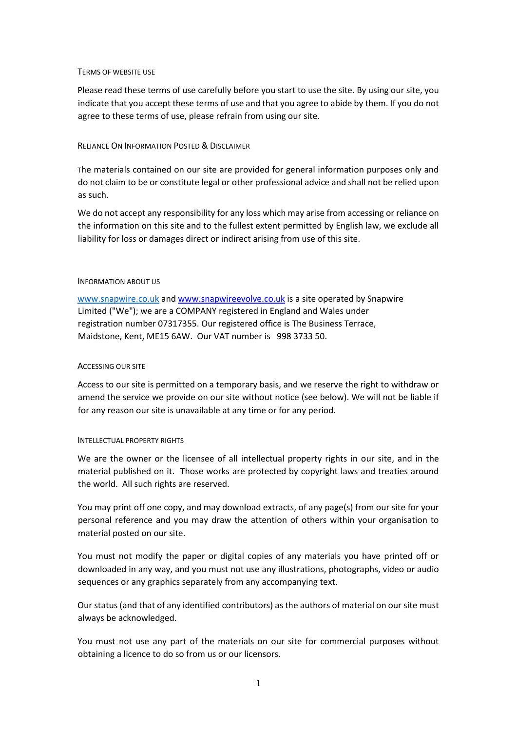# Terms of Website Use

Please read these terms of use carefully before you start to use the site. By using our site, you indicate that you accept these terms of use and that you agree to abide by them. If you do not agree to these terms of use, please refrain from using our site.

## Reliance On Information Posted & Disclaimer

The materials contained on our site are provided for general information purposes only and do not claim to be or constitute legal or other professional advice and shall not be relied upon as such.

We do not accept any responsibility for any loss which may arise from accessing or reliance on the information on this site and to the fullest extent permitted by English law, we exclude all liability for loss or damages direct or indirect arising from use of this site.

## Information About Us

www.snapwire.co.uk and www.snapwireevolve.co.uk is a site operated by Snapwire Limited ("We"); we are a COMPANY registered in England and Wales under registration number 07317355. Our registered office is The Business Terrace, Maidstone, Kent, ME15 6AW. Our VAT number is 998 3733 50.

## Accessing Our Site

Access to our site is permitted on a temporary basis, and we reserve the right to withdraw or amend the service we provide on our site without notice (see below). We will not be liable if for any reason our site is unavailable at any time or for any period.

## Intellectual Property Rights

We are the owner or the licensee of all intellectual property rights in our site, and in the material published on it. Those works are protected by copyright laws and treaties around the world. All such rights are reserved.

You may print off one copy, and may download extracts, of any page(s) from our site for your personal reference and you may draw the attention of others within your organisation to material posted on our site.

You must not modify the paper or digital copies of any materials you have printed off or downloaded in any way, and you must not use any illustrations, photographs, video or audio sequences or any graphics separately from any accompanying text.

Our status (and that of any identified contributors) as the authors of material on our site must always be acknowledged.

You must not use any part of the materials on our site for commercial purposes without obtaining a licence to do so from us or our licensors.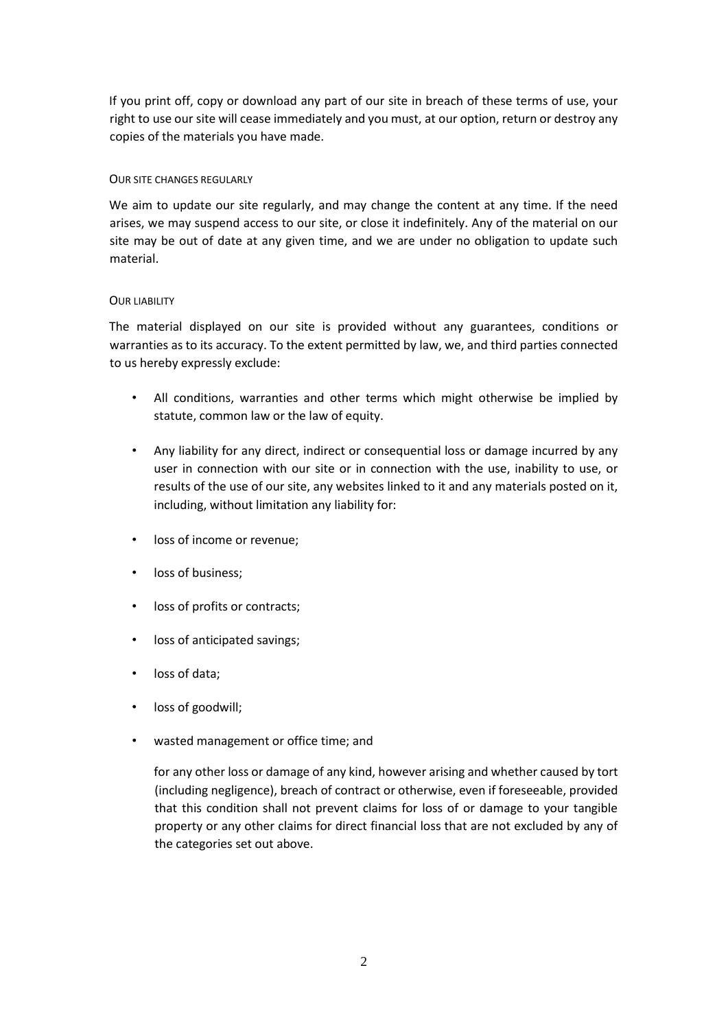If you print off, copy or download any part of our site in breach of these terms of use, your right to use our site will cease immediately and you must, at our option, return or destroy any copies of the materials you have made.

### Our site changes regularly

We aim to update our site regularly, and may change the content at any time. If the need arises, we may suspend access to our site, or close it indefinitely. Any of the material on our site may be out of date at any given time, and we are under no obligation to update such material.

### Our liability

The material displayed on our site is provided without any guarantees, conditions or warranties as to its accuracy. To the extent permitted by law, we, and third parties connected to us hereby expressly exclude:

- All conditions, warranties and other terms which might otherwise be implied by statute, common law or the law of equity.
- Any liability for any direct, indirect or consequential loss or damage incurred by any user in connection with our site or in connection with the use, inability to use, or results of the use of our site, any websites linked to it and any materials posted on it, including, without limitation any liability for:
- loss of income or revenue;
- loss of business;
- loss of profits or contracts;
- loss of anticipated savings;
- loss of data;
- loss of goodwill;
- wasted management or office time; and

  for any other loss or damage of any kind, however arising and whether caused by tort (including negligence), breach of contract or otherwise, even if foreseeable, provided that this condition shall not prevent claims for loss of or damage to your tangible property or any other claims for direct financial loss that are not excluded by any of the categories set out above.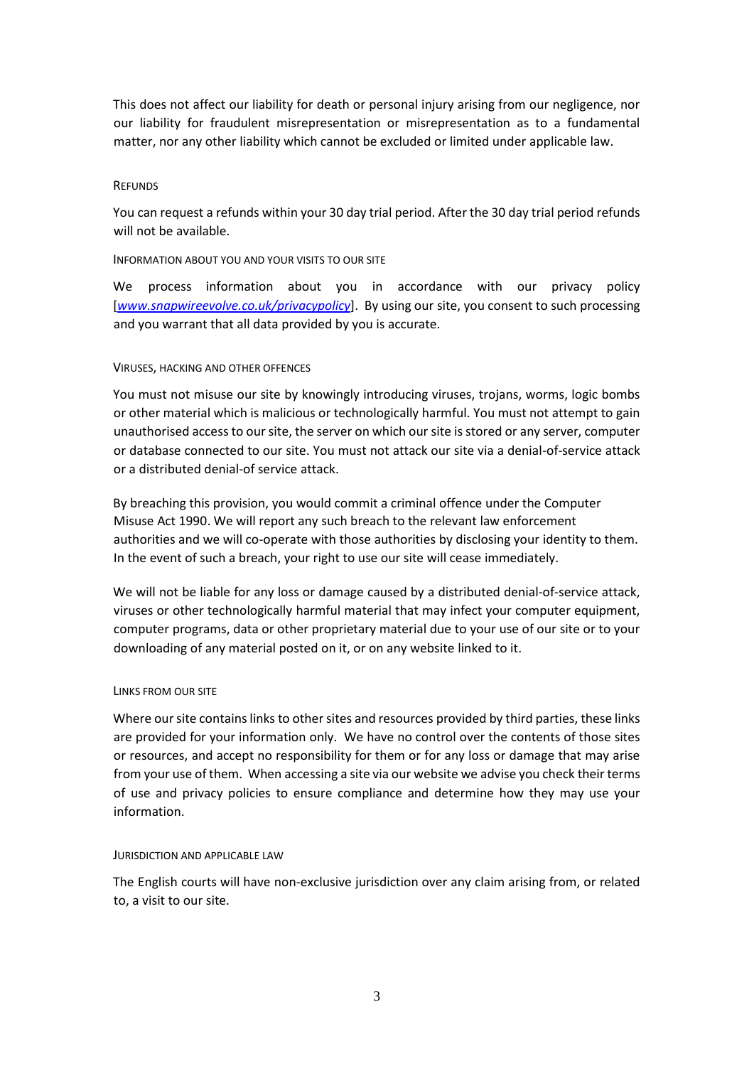This does not affect our liability for death or personal injury arising from our negligence, nor our liability for fraudulent misrepresentation or misrepresentation as to a fundamental matter, nor any other liability which cannot be excluded or limited under applicable law.

### REFUNDS

You can request a refunds within your 30 day trial period. After the 30 day trial period refunds will not be available.

### INFORMATION ABOUT YOU AND YOUR VISITS TO OUR SITE

We process information about you in accordance with our privacy policy [*www.snapwireevolve.co.uk/privacypolicy*]. By using our site, you consent to such processing and you warrant that all data provided by you is accurate.

### VIRUSES, HACKING AND OTHER OFFENCES

You must not misuse our site by knowingly introducing viruses, trojans, worms, logic bombs or other material which is malicious or technologically harmful. You must not attempt to gain unauthorised access to our site, the server on which our site is stored or any server, computer or database connected to our site. You must not attack our site via a denial-of-service attack or a distributed denial-of service attack.

By breaching this provision, you would commit a criminal offence under the Computer Misuse Act 1990. We will report any such breach to the relevant law enforcement authorities and we will co-operate with those authorities by disclosing your identity to them. In the event of such a breach, your right to use our site will cease immediately.

We will not be liable for any loss or damage caused by a distributed denial-of-service attack, viruses or other technologically harmful material that may infect your computer equipment, computer programs, data or other proprietary material due to your use of our site or to your downloading of any material posted on it, or on any website linked to it.

### LINKS FROM OUR SITE

Where our site contains links to other sites and resources provided by third parties, these links are provided for your information only. We have no control over the contents of those sites or resources, and accept no responsibility for them or for any loss or damage that may arise from your use of them. When accessing a site via our website we advise you check their terms of use and privacy policies to ensure compliance and determine how they may use your information.

### JURISDICTION AND APPLICABLE LAW

The English courts will have non-exclusive jurisdiction over any claim arising from, or related to, a visit to our site.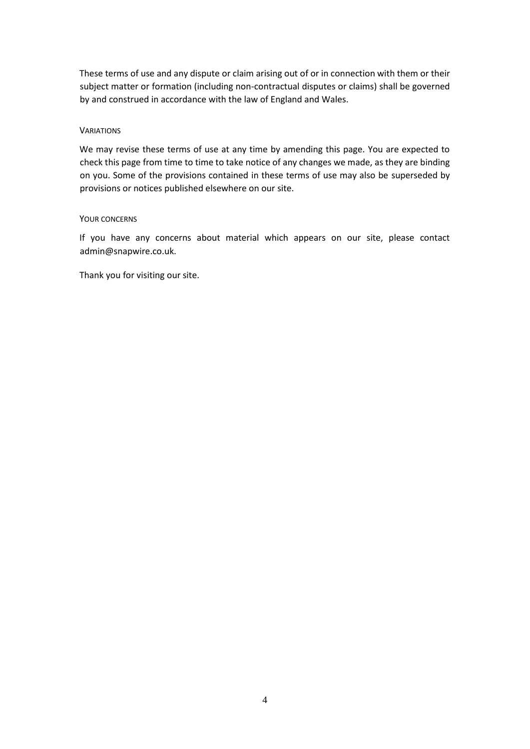These terms of use and any dispute or claim arising out of or in connection with them or their subject matter or formation (including non-contractual disputes or claims) shall be governed by and construed in accordance with the law of England and Wales.

### VARIATIONS

We may revise these terms of use at any time by amending this page. You are expected to check this page from time to time to take notice of any changes we made, as they are binding on you. Some of the provisions contained in these terms of use may also be superseded by provisions or notices published elsewhere on our site.

### YOUR CONCERNS

If you have any concerns about material which appears on our site, please contact admin@snapwire.co.uk.

Thank you for visiting our site.